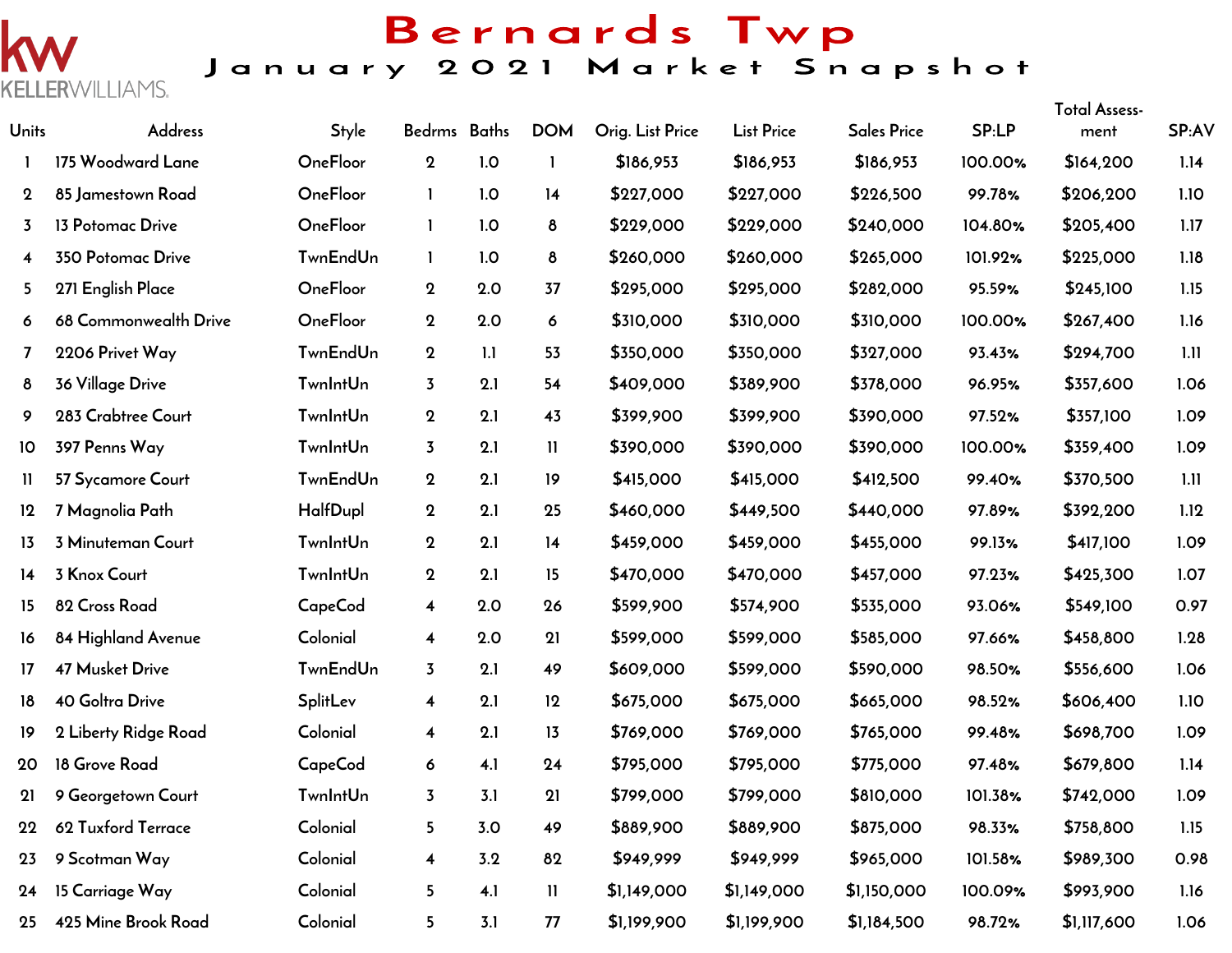KW KELLERWILLIAMS.

# Bernards Twp

## January 2021 Market Snapshot

| Units | Address | Style | Bedrms | Baths | DOM | Orig. List Price | List Price | Sales Price | SP:LP | Total Assess-ment | SP:AV |
|---|---|---|---|---|---|---|---|---|---|---|---|
| 1 | 175 Woodward Lane | OneFloor | 2 | 1.0 | 1 | $186,953 | $186,953 | $186,953 | 100.00% | $164,200 | 1.14 |
| 2 | 85 Jamestown Road | OneFloor | 1 | 1.0 | 14 | $227,000 | $227,000 | $226,500 | 99.78% | $206,200 | 1.10 |
| 3 | 13 Potomac Drive | OneFloor | 1 | 1.0 | 8 | $229,000 | $229,000 | $240,000 | 104.80% | $205,400 | 1.17 |
| 4 | 350 Potomac Drive | TwnEndUn | 1 | 1.0 | 8 | $260,000 | $260,000 | $265,000 | 101.92% | $225,000 | 1.18 |
| 5 | 271 English Place | OneFloor | 2 | 2.0 | 37 | $295,000 | $295,000 | $282,000 | 95.59% | $245,100 | 1.15 |
| 6 | 68 Commonwealth Drive | OneFloor | 2 | 2.0 | 6 | $310,000 | $310,000 | $310,000 | 100.00% | $267,400 | 1.16 |
| 7 | 2206 Privet Way | TwnEndUn | 2 | 1.1 | 53 | $350,000 | $350,000 | $327,000 | 93.43% | $294,700 | 1.11 |
| 8 | 36 Village Drive | TwnIntUn | 3 | 2.1 | 54 | $409,000 | $389,900 | $378,000 | 96.95% | $357,600 | 1.06 |
| 9 | 283 Crabtree Court | TwnIntUn | 2 | 2.1 | 43 | $399,900 | $399,900 | $390,000 | 97.52% | $357,100 | 1.09 |
| 10 | 397 Penns Way | TwnIntUn | 3 | 2.1 | 11 | $390,000 | $390,000 | $390,000 | 100.00% | $359,400 | 1.09 |
| 11 | 57 Sycamore Court | TwnEndUn | 2 | 2.1 | 19 | $415,000 | $415,000 | $412,500 | 99.40% | $370,500 | 1.11 |
| 12 | 7 Magnolia Path | HalfDupl | 2 | 2.1 | 25 | $460,000 | $449,500 | $440,000 | 97.89% | $392,200 | 1.12 |
| 13 | 3 Minuteman Court | TwnIntUn | 2 | 2.1 | 14 | $459,000 | $459,000 | $455,000 | 99.13% | $417,100 | 1.09 |
| 14 | 3 Knox Court | TwnIntUn | 2 | 2.1 | 15 | $470,000 | $470,000 | $457,000 | 97.23% | $425,300 | 1.07 |
| 15 | 82 Cross Road | CapeCod | 4 | 2.0 | 26 | $599,900 | $574,900 | $535,000 | 93.06% | $549,100 | 0.97 |
| 16 | 84 Highland Avenue | Colonial | 4 | 2.0 | 21 | $599,000 | $599,000 | $585,000 | 97.66% | $458,800 | 1.28 |
| 17 | 47 Musket Drive | TwnEndUn | 3 | 2.1 | 49 | $609,000 | $599,000 | $590,000 | 98.50% | $556,600 | 1.06 |
| 18 | 40 Goltra Drive | SplitLev | 4 | 2.1 | 12 | $675,000 | $675,000 | $665,000 | 98.52% | $606,400 | 1.10 |
| 19 | 2 Liberty Ridge Road | Colonial | 4 | 2.1 | 13 | $769,000 | $769,000 | $765,000 | 99.48% | $698,700 | 1.09 |
| 20 | 18 Grove Road | CapeCod | 6 | 4.1 | 24 | $795,000 | $795,000 | $775,000 | 97.48% | $679,800 | 1.14 |
| 21 | 9 Georgetown Court | TwnIntUn | 3 | 3.1 | 21 | $799,000 | $799,000 | $810,000 | 101.38% | $742,000 | 1.09 |
| 22 | 62 Tuxford Terrace | Colonial | 5 | 3.0 | 49 | $889,900 | $889,900 | $875,000 | 98.33% | $758,800 | 1.15 |
| 23 | 9 Scotman Way | Colonial | 4 | 3.2 | 82 | $949,999 | $949,999 | $965,000 | 101.58% | $989,300 | 0.98 |
| 24 | 15 Carriage Way | Colonial | 5 | 4.1 | 11 | $1,149,000 | $1,149,000 | $1,150,000 | 100.09% | $993,900 | 1.16 |
| 25 | 425 Mine Brook Road | Colonial | 5 | 3.1 | 77 | $1,199,900 | $1,199,900 | $1,184,500 | 98.72% | $1,117,600 | 1.06 |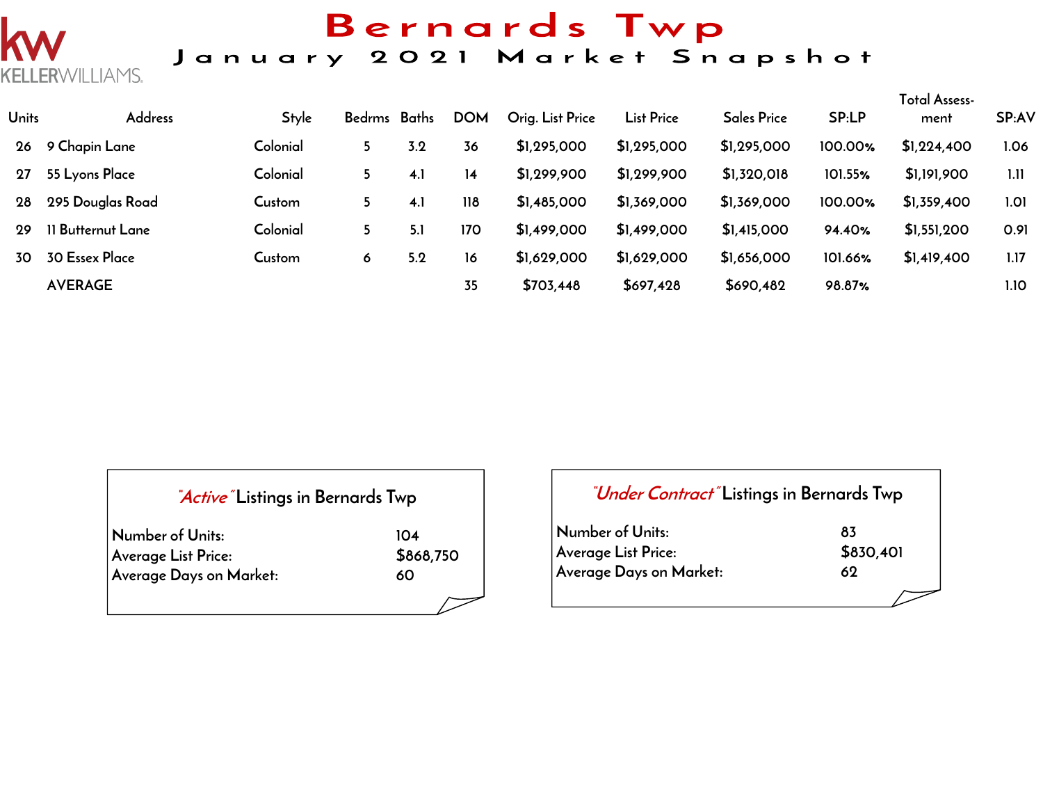# Bernards Twp

## January 2021 Market Snapshot

| Units | Address | Style | Bedrms | Baths | DOM | Orig. List Price | List Price | Sales Price | SP:LP | Total Assess-ment | SP:AV |
|---|---|---|---|---|---|---|---|---|---|---|---|
| 26 | 9 Chapin Lane | Colonial | 5 | 3.2 | 36 | $1,295,000 | $1,295,000 | $1,295,000 | 100.00% | $1,224,400 | 1.06 |
| 27 | 55 Lyons Place | Colonial | 5 | 4.1 | 14 | $1,299,900 | $1,299,900 | $1,320,018 | 101.55% | $1,191,900 | 1.11 |
| 28 | 295 Douglas Road | Custom | 5 | 4.1 | 118 | $1,485,000 | $1,369,000 | $1,369,000 | 100.00% | $1,359,400 | 1.01 |
| 29 | 11 Butternut Lane | Colonial | 5 | 5.1 | 170 | $1,499,000 | $1,499,000 | $1,415,000 | 94.40% | $1,551,200 | 0.91 |
| 30 | 30 Essex Place | Custom | 6 | 5.2 | 16 | $1,629,000 | $1,629,000 | $1,656,000 | 101.66% | $1,419,400 | 1.17 |
| | AVERAGE | | | | 35 | $703,448 | $697,428 | $690,482 | 98.87% | | 1.10 |

### *"Active"* Listings in Bernards Twp

| | |
|---|---|
| Number of Units: | 104 |
| Average List Price: | $868,750 |
| Average Days on Market: | 60 |

### *"Under Contract"* Listings in Bernards Twp

| | |
|---|---|
| Number of Units: | 83 |
| Average List Price: | $830,401 |
| Average Days on Market: | 62 |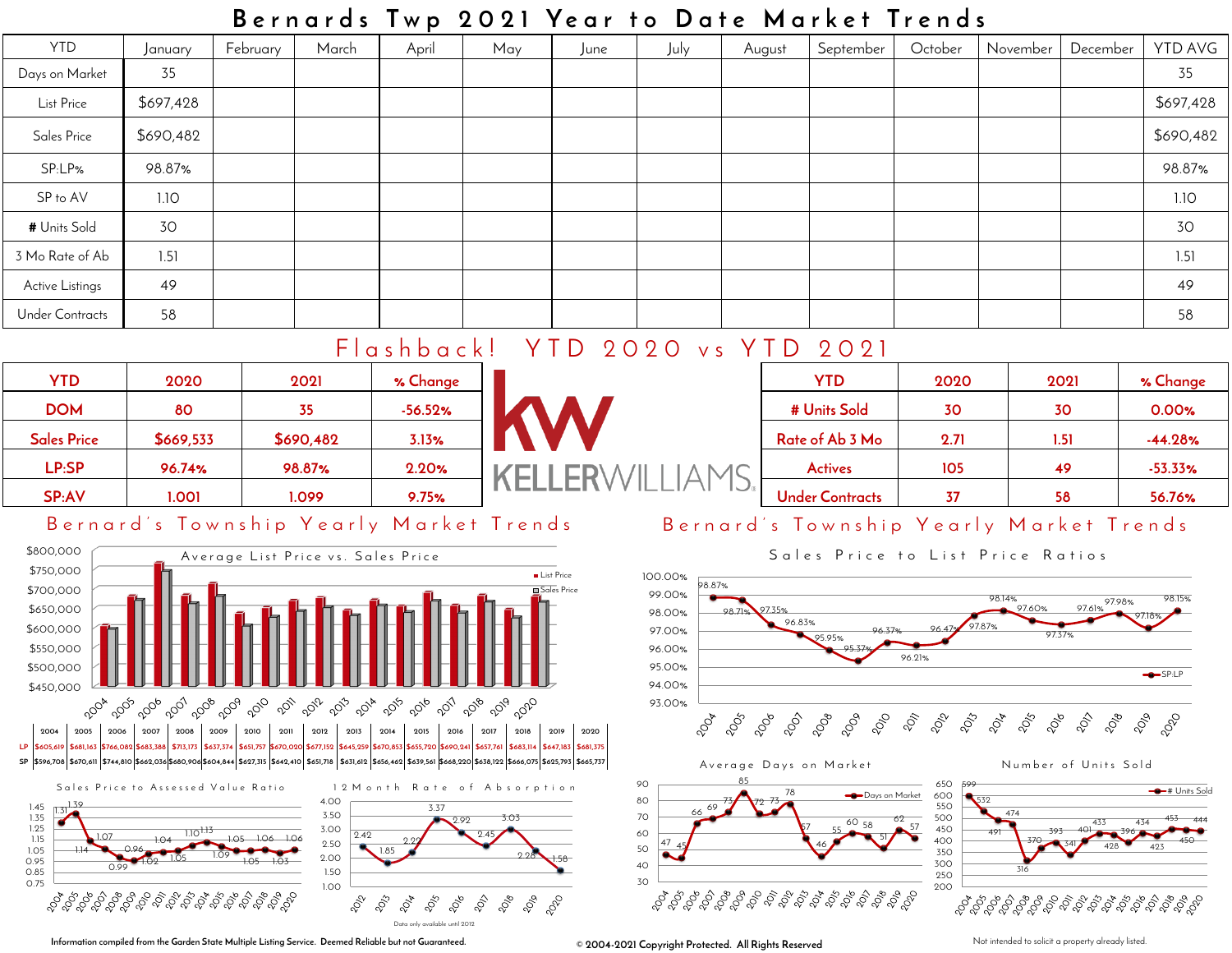# Bernards Twp 2021 Year to Date Market Trends

| YTD | January | February | March | April | May | June | July | August | September | October | November | December | YTD AVG |
|---|---|---|---|---|---|---|---|---|---|---|---|---|---|
| Days on Market | 35 | | | | | | | | | | | | 35 |
| List Price | $697,428 | | | | | | | | | | | | $697,428 |
| Sales Price | $690,482 | | | | | | | | | | | | $690,482 |
| SP:LP% | 98.87% | | | | | | | | | | | | 98.87% |
| SP to AV | 1.10 | | | | | | | | | | | | 1.10 |
| # Units Sold | 30 | | | | | | | | | | | | 30 |
| 3 Mo Rate of Ab | 1.51 | | | | | | | | | | | | 1.51 |
| Active Listings | 49 | | | | | | | | | | | | 49 |
| Under Contracts | 58 | | | | | | | | | | | | 58 |

## Flashback! YTD 2020 vs YTD 2021

| YTD | 2020 | 2021 | % Change |
|---|---|---|---|
| DOM | 80 | 35 | -56.52% |
| Sales Price | $669,533 | $690,482 | 3.13% |
| LP:SP | 96.74% | 98.87% | 2.20% |
| SP:AV | 1.001 | 1.099 | 9.75% |

KELLERWILLIAMS

| YTD | 2020 | 2021 | % Change |
|---|---|---|---|
| # Units Sold | 30 | 30 | 0.00% |
| Rate of Ab 3 Mo | 2.71 | 1.51 | -44.28% |
| Actives | 105 | 49 | -53.33% |
| Under Contracts | 37 | 58 | 56.76% |

## Bernard's Township Yearly Market Trends

Average List Price vs. Sales Price

List Price
Sales Price

| | 2004 | 2005 | 2006 | 2007 | 2008 | 2009 | 2010 | 2011 | 2012 | 2013 | 2014 | 2015 | 2016 | 2017 | 2018 | 2019 | 2020 |
|---|---|---|---|---|---|---|---|---|---|---|---|---|---|---|---|---|---|
| LP | $605,619 | $681,163 | $766,082 | $683,388 | $713,173 | $637,374 | $651,757 | $670,020 | $677,152 | $645,259 | $670,853 | $655,720 | $690,241 | $657,761 | $683,114 | $647,183 | $681,375 |
| SP | $596,708 | $670,611 | $744,810 | $662,036 | $680,906 | $604,844 | $627,315 | $642,410 | $651,718 | $631,612 | $656,462 | $639,561 | $668,220 | $638,122 | $666,075 | $625,793 | $665,737 |

## Bernard's Township Yearly Market Trends

Sales Price to List Price Ratios

98.87% 98.71% 97.35% 96.83% 95.95% 95.37% 96.37% 96.21% 96.47% 97.87% 98.14% 97.60% 97.37% 97.61% 97.98% 97.18% 98.15%

SP:LP

Sales Price to Assessed Value Ratio

1.31 1.39 1.14 1.07 0.99 0.96 1.02 1.04 1.05 1.10 1.13 1.09 1.05 1.05 1.06 1.03 1.06

12 Month Rate of Absorption

2.42 1.85 2.22 3.37 2.92 2.45 3.03 2.28 1.58

Data only available until 2012

Average Days on Market

47 45 66 69 73 85 72 73 78 57 46 55 60 58 51 62 57

Days on Market

Number of Units Sold

599 532 491 474 316 370 393 341 401 433 428 396 434 423 453 450 444

# Units Sold

Information compiled from the Garden State Multiple Listing Service. Deemed Reliable but not Guaranteed.

© 2004-2021 Copyright Protected. All Rights Reserved

Not intended to solicit a property already listed.